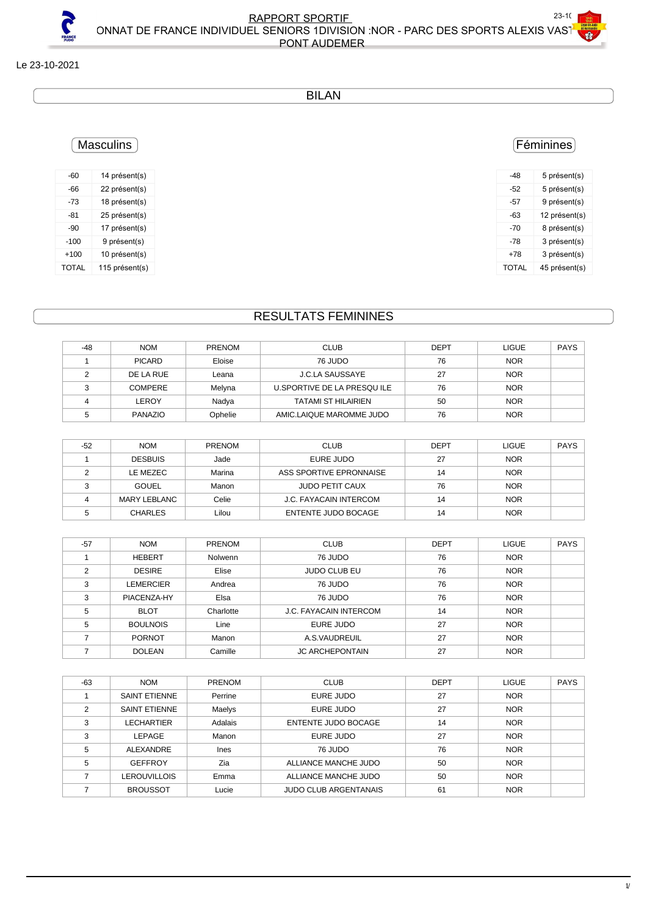# RAPPORT SPORTIF

## ONNAT DE FRANCE INDIVIDUEL SENIORS 1DIVISION :NOR - PARC DES SPORTS ALEXIS VAST PONT AUDEMER

Le 23-10-2021

## BILAN

### Masculins

| | |
|---|---|
| -60 | 14 présent(s) |
| -66 | 22 présent(s) |
| -73 | 18 présent(s) |
| -81 | 25 présent(s) |
| -90 | 17 présent(s) |
| -100 | 9 présent(s) |
| +100 | 10 présent(s) |
| TOTAL | 115 présent(s) |

### Féminines

| | |
|---|---|
| -48 | 5 présent(s) |
| -52 | 5 présent(s) |
| -57 | 9 présent(s) |
| -63 | 12 présent(s) |
| -70 | 8 présent(s) |
| -78 | 3 présent(s) |
| +78 | 3 présent(s) |
| TOTAL | 45 présent(s) |

## RESULTATS FEMININES

| -48 | NOM | PRENOM | CLUB | DEPT | LIGUE | PAYS |
|---|---|---|---|---|---|---|
| 1 | PICARD | Eloise | 76 JUDO | 76 | NOR | |
| 2 | DE LA RUE | Leana | J.C.LA SAUSSAYE | 27 | NOR | |
| 3 | COMPERE | Melyna | U.SPORTIVE DE LA PRESQU ILE | 76 | NOR | |
| 4 | LEROY | Nadya | TATAMI ST HILAIRIEN | 50 | NOR | |
| 5 | PANAZIO | Ophelie | AMIC.LAIQUE MAROMME JUDO | 76 | NOR | |

| -52 | NOM | PRENOM | CLUB | DEPT | LIGUE | PAYS |
|---|---|---|---|---|---|---|
| 1 | DESBUIS | Jade | EURE JUDO | 27 | NOR | |
| 2 | LE MEZEC | Marina | ASS SPORTIVE EPRONNAISE | 14 | NOR | |
| 3 | GOUEL | Manon | JUDO PETIT CAUX | 76 | NOR | |
| 4 | MARY LEBLANC | Celie | J.C. FAYACAIN INTERCOM | 14 | NOR | |
| 5 | CHARLES | Lilou | ENTENTE JUDO BOCAGE | 14 | NOR | |

| -57 | NOM | PRENOM | CLUB | DEPT | LIGUE | PAYS |
|---|---|---|---|---|---|---|
| 1 | HEBERT | Nolwenn | 76 JUDO | 76 | NOR | |
| 2 | DESIRE | Elise | JUDO CLUB EU | 76 | NOR | |
| 3 | LEMERCIER | Andrea | 76 JUDO | 76 | NOR | |
| 3 | PIACENZA-HY | Elsa | 76 JUDO | 76 | NOR | |
| 5 | BLOT | Charlotte | J.C. FAYACAIN INTERCOM | 14 | NOR | |
| 5 | BOULNOIS | Line | EURE JUDO | 27 | NOR | |
| 7 | PORNOT | Manon | A.S.VAUDREUIL | 27 | NOR | |
| 7 | DOLEAN | Camille | JC ARCHEPONTAIN | 27 | NOR | |

| -63 | NOM | PRENOM | CLUB | DEPT | LIGUE | PAYS |
|---|---|---|---|---|---|---|
| 1 | SAINT ETIENNE | Perrine | EURE JUDO | 27 | NOR | |
| 2 | SAINT ETIENNE | Maelys | EURE JUDO | 27 | NOR | |
| 3 | LECHARTIER | Adalais | ENTENTE JUDO BOCAGE | 14 | NOR | |
| 3 | LEPAGE | Manon | EURE JUDO | 27 | NOR | |
| 5 | ALEXANDRE | Ines | 76 JUDO | 76 | NOR | |
| 5 | GEFFROY | Zia | ALLIANCE MANCHE JUDO | 50 | NOR | |
| 7 | LEROUVILLOIS | Emma | ALLIANCE MANCHE JUDO | 50 | NOR | |
| 7 | BROUSSOT | Lucie | JUDO CLUB ARGENTANAIS | 61 | NOR | |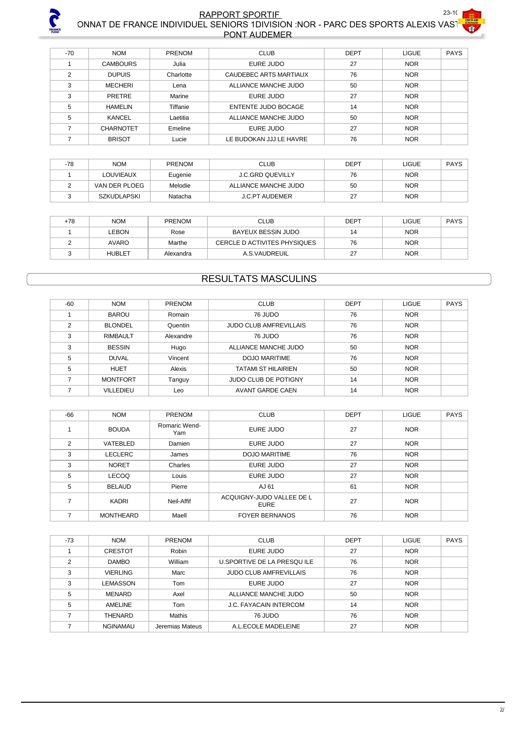| -70 | NOM | PRENOM | CLUB | DEPT | LIGUE | PAYS |
|---|---|---|---|---|---|---|
| 1 | CAMBOURS | Julia | EURE JUDO | 27 | NOR | |
| 2 | DUPUIS | Charlotte | CAUDEBEC ARTS MARTIAUX | 76 | NOR | |
| 3 | MECHERI | Lena | ALLIANCE MANCHE JUDO | 50 | NOR | |
| 3 | PRETRE | Marine | EURE JUDO | 27 | NOR | |
| 5 | HAMELIN | Tiffanie | ENTENTE JUDO BOCAGE | 14 | NOR | |
| 5 | KANCEL | Laetitia | ALLIANCE MANCHE JUDO | 50 | NOR | |
| 7 | CHARNOTET | Emeline | EURE JUDO | 27 | NOR | |
| 7 | BRISOT | Lucie | LE BUDOKAN JJJ LE HAVRE | 76 | NOR | |

| -78 | NOM | PRENOM | CLUB | DEPT | LIGUE | PAYS |
|---|---|---|---|---|---|---|
| 1 | LOUVIEAUX | Eugenie | J.C.GRD QUEVILLY | 76 | NOR | |
| 2 | VAN DER PLOEG | Melodie | ALLIANCE MANCHE JUDO | 50 | NOR | |
| 3 | SZKUDLAPSKI | Natacha | J.C.PT AUDEMER | 27 | NOR | |

| +78 | NOM | PRENOM | CLUB | DEPT | LIGUE | PAYS |
|---|---|---|---|---|---|---|
| 1 | LEBON | Rose | BAYEUX BESSIN JUDO | 14 | NOR | |
| 2 | AVARO | Marthe | CERCLE D ACTIVITES PHYSIQUES | 76 | NOR | |
| 3 | HUBLET | Alexandra | A.S.VAUDREUIL | 27 | NOR | |

## RESULTATS MASCULINS

| -60 | NOM | PRENOM | CLUB | DEPT | LIGUE | PAYS |
|---|---|---|---|---|---|---|
| 1 | BAROU | Romain | 76 JUDO | 76 | NOR | |
| 2 | BLONDEL | Quentin | JUDO CLUB AMFREVILLAIS | 76 | NOR | |
| 3 | RIMBAULT | Alexandre | 76 JUDO | 76 | NOR | |
| 3 | BESSIN | Hugo | ALLIANCE MANCHE JUDO | 50 | NOR | |
| 5 | DUVAL | Vincent | DOJO MARITIME | 76 | NOR | |
| 5 | HUET | Alexis | TATAMI ST HILAIRIEN | 50 | NOR | |
| 7 | MONTFORT | Tanguy | JUDO CLUB DE POTIGNY | 14 | NOR | |
| 7 | VILLEDIEU | Leo | AVANT GARDE CAEN | 14 | NOR | |

| -66 | NOM | PRENOM | CLUB | DEPT | LIGUE | PAYS |
|---|---|---|---|---|---|---|
| 1 | BOUDA | Romaric Wend-Yam | EURE JUDO | 27 | NOR | |
| 2 | VATEBLED | Damien | EURE JUDO | 27 | NOR | |
| 3 | LECLERC | James | DOJO MARITIME | 76 | NOR | |
| 3 | NORET | Charles | EURE JUDO | 27 | NOR | |
| 5 | LECOQ | Louis | EURE JUDO | 27 | NOR | |
| 5 | BELAUD | Pierre | AJ 61 | 61 | NOR | |
| 7 | KADRI | Neil-Affif | ACQUIGNY-JUDO VALLEE DE L EURE | 27 | NOR | |
| 7 | MONTHEARD | Maell | FOYER BERNANOS | 76 | NOR | |

| -73 | NOM | PRENOM | CLUB | DEPT | LIGUE | PAYS |
|---|---|---|---|---|---|---|
| 1 | CRESTOT | Robin | EURE JUDO | 27 | NOR | |
| 2 | DAMBO | William | U.SPORTIVE DE LA PRESQU ILE | 76 | NOR | |
| 3 | VIERLING | Marc | JUDO CLUB AMFREVILLAIS | 76 | NOR | |
| 3 | LEMASSON | Tom | EURE JUDO | 27 | NOR | |
| 5 | MENARD | Axel | ALLIANCE MANCHE JUDO | 50 | NOR | |
| 5 | AMELINE | Tom | J.C. FAYACAIN INTERCOM | 14 | NOR | |
| 7 | THENARD | Mathis | 76 JUDO | 76 | NOR | |
| 7 | NGINAMAU | Jeremias Mateus | A.L.ECOLE MADELEINE | 27 | NOR | |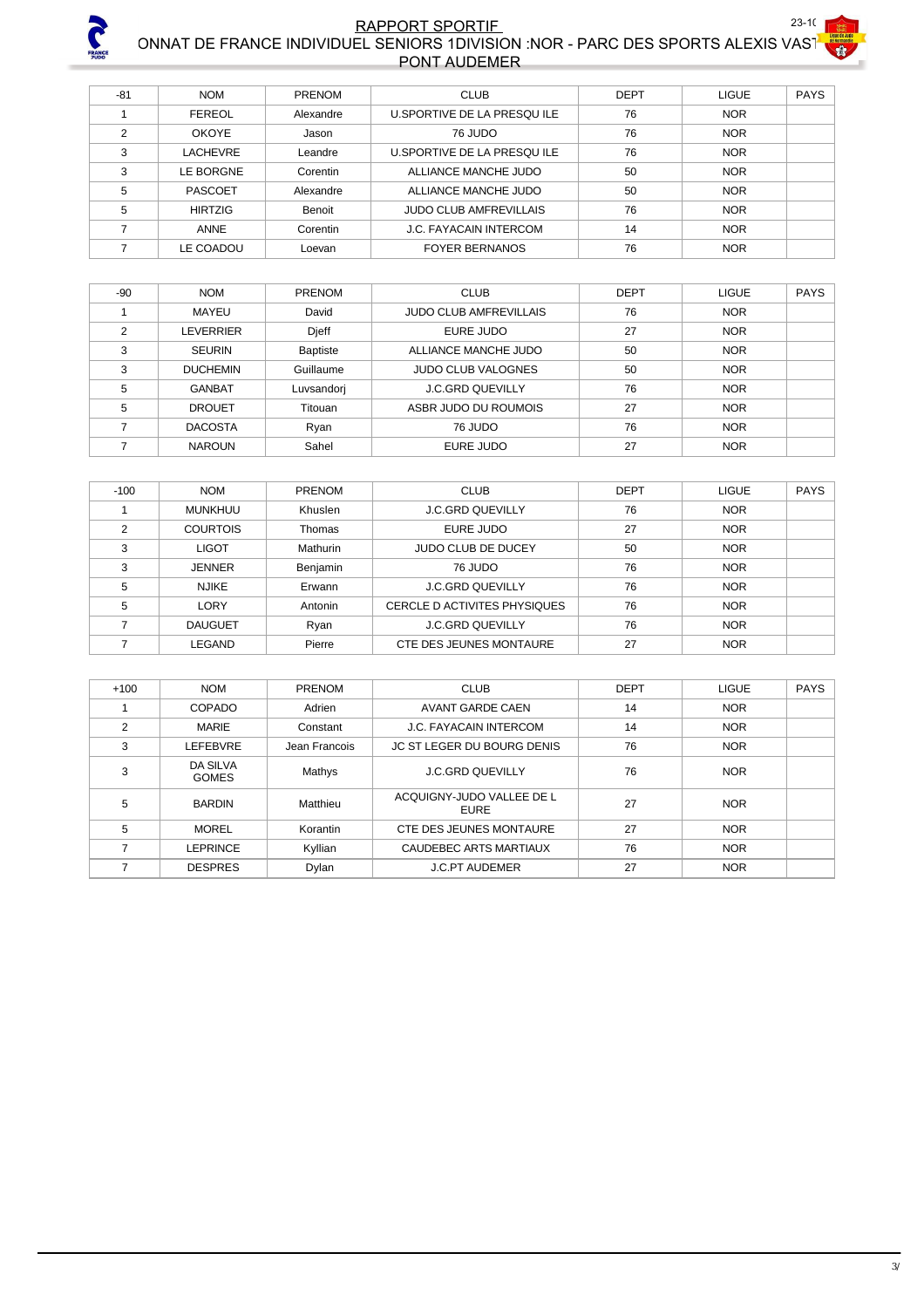| -81 | NOM | PRENOM | CLUB | DEPT | LIGUE | PAYS |
|---|---|---|---|---|---|---|
| 1 | FEREOL | Alexandre | U.SPORTIVE DE LA PRESQU ILE | 76 | NOR | |
| 2 | OKOYE | Jason | 76 JUDO | 76 | NOR | |
| 3 | LACHEVRE | Leandre | U.SPORTIVE DE LA PRESQU ILE | 76 | NOR | |
| 3 | LE BORGNE | Corentin | ALLIANCE MANCHE JUDO | 50 | NOR | |
| 5 | PASCOET | Alexandre | ALLIANCE MANCHE JUDO | 50 | NOR | |
| 5 | HIRTZIG | Benoit | JUDO CLUB AMFREVILLAIS | 76 | NOR | |
| 7 | ANNE | Corentin | J.C. FAYACAIN INTERCOM | 14 | NOR | |
| 7 | LE COADOU | Loevan | FOYER BERNANOS | 76 | NOR | |

| -90 | NOM | PRENOM | CLUB | DEPT | LIGUE | PAYS |
|---|---|---|---|---|---|---|
| 1 | MAYEU | David | JUDO CLUB AMFREVILLAIS | 76 | NOR | |
| 2 | LEVERRIER | Djeff | EURE JUDO | 27 | NOR | |
| 3 | SEURIN | Baptiste | ALLIANCE MANCHE JUDO | 50 | NOR | |
| 3 | DUCHEMIN | Guillaume | JUDO CLUB VALOGNES | 50 | NOR | |
| 5 | GANBAT | Luvsandorj | J.C.GRD QUEVILLY | 76 | NOR | |
| 5 | DROUET | Titouan | ASBR JUDO DU ROUMOIS | 27 | NOR | |
| 7 | DACOSTA | Ryan | 76 JUDO | 76 | NOR | |
| 7 | NAROUN | Sahel | EURE JUDO | 27 | NOR | |

| -100 | NOM | PRENOM | CLUB | DEPT | LIGUE | PAYS |
|---|---|---|---|---|---|---|
| 1 | MUNKHUU | Khuslen | J.C.GRD QUEVILLY | 76 | NOR | |
| 2 | COURTOIS | Thomas | EURE JUDO | 27 | NOR | |
| 3 | LIGOT | Mathurin | JUDO CLUB DE DUCEY | 50 | NOR | |
| 3 | JENNER | Benjamin | 76 JUDO | 76 | NOR | |
| 5 | NJIKE | Erwann | J.C.GRD QUEVILLY | 76 | NOR | |
| 5 | LORY | Antonin | CERCLE D ACTIVITES PHYSIQUES | 76 | NOR | |
| 7 | DAUGUET | Ryan | J.C.GRD QUEVILLY | 76 | NOR | |
| 7 | LEGAND | Pierre | CTE DES JEUNES MONTAURE | 27 | NOR | |

| +100 | NOM | PRENOM | CLUB | DEPT | LIGUE | PAYS |
|---|---|---|---|---|---|---|
| 1 | COPADO | Adrien | AVANT GARDE CAEN | 14 | NOR | |
| 2 | MARIE | Constant | J.C. FAYACAIN INTERCOM | 14 | NOR | |
| 3 | LEFEBVRE | Jean Francois | JC ST LEGER DU BOURG DENIS | 76 | NOR | |
| 3 | DA SILVA GOMES | Mathys | J.C.GRD QUEVILLY | 76 | NOR | |
| 5 | BARDIN | Matthieu | ACQUIGNY-JUDO VALLEE DE L EURE | 27 | NOR | |
| 5 | MOREL | Korantin | CTE DES JEUNES MONTAURE | 27 | NOR | |
| 7 | LEPRINCE | Kyllian | CAUDEBEC ARTS MARTIAUX | 76 | NOR | |
| 7 | DESPRES | Dylan | J.C.PT AUDEMER | 27 | NOR | |